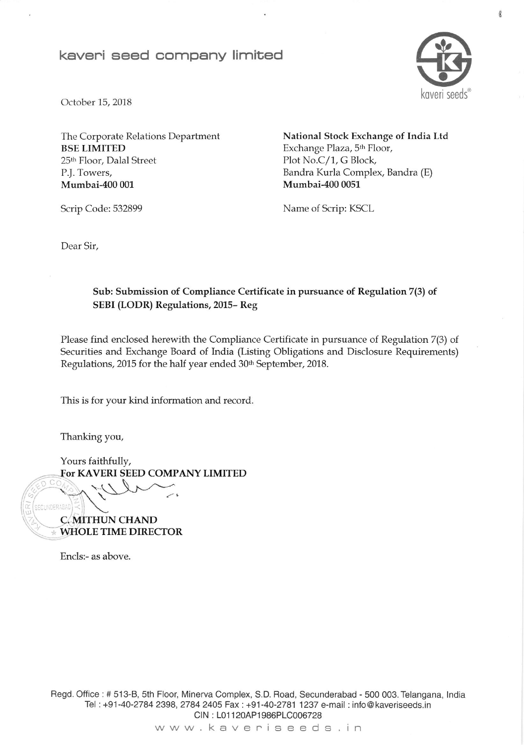**kaveri seed company limited**

October 15, 2018

The Corporate Relations Department
**BSE LIMITED**
25th Floor, Dalal Street
P.J. Towers,
**Mumbai-400 001**

Scrip Code: 532899

**National Stock Exchange of India Ltd**
Exchange Plaza, 5th Floor,
Plot No.C/1, G Block,
Bandra Kurla Complex, Bandra (E)
**Mumbai-400 0051**

Name of Scrip: KSCL

Dear Sir,

**Sub: Submission of Compliance Certificate in pursuance of Regulation 7(3) of SEBI (LODR) Regulations, 2015– Reg**

Please find enclosed herewith the Compliance Certificate in pursuance of Regulation 7(3) of Securities and Exchange Board of India (Listing Obligations and Disclosure Requirements) Regulations, 2015 for the half year ended 30th September, 2018.

This is for your kind information and record.

Thanking you,

Yours faithfully,
**For KAVERI SEED COMPANY LIMITED**

**C. MITHUN CHAND**
**WHOLE TIME DIRECTOR**

Encls:- as above.

Regd. Office : # 513-B, 5th Floor, Minerva Complex, S.D. Road, Secunderabad - 500 003. Telangana, India
Tel : +91-40-2784 2398, 2784 2405 Fax : +91-40-2781 1237 e-mail : info@kaveriseeds.in
CIN : L01120AP1986PLC006728
www.kaveriseeds.in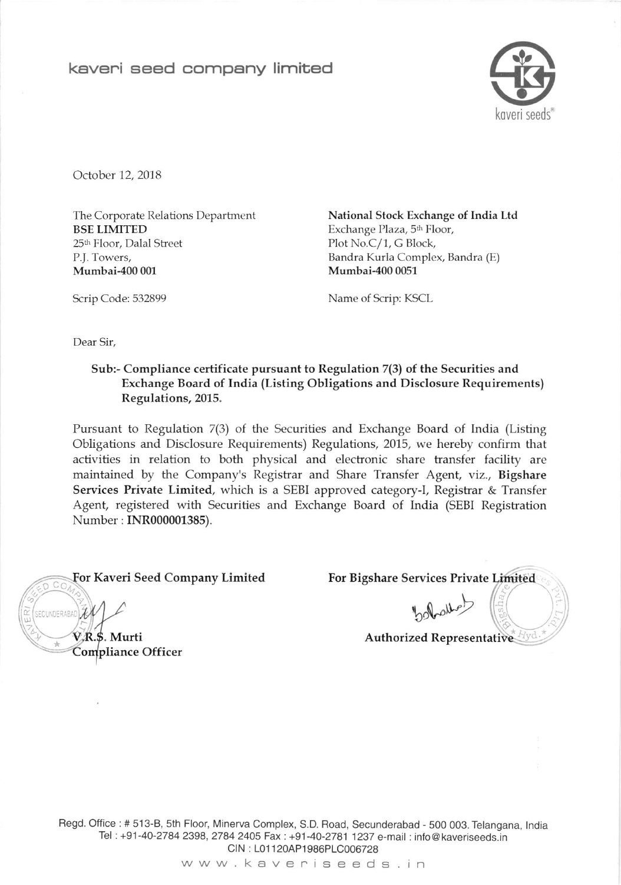# kaveri seed company limited

October 12, 2018

The Corporate Relations Department
**BSE LIMITED**
25th Floor, Dalal Street
P.J. Towers,
**Mumbai-400 001**

Scrip Code: 532899

**National Stock Exchange of India Ltd**
Exchange Plaza, 5th Floor,
Plot No.C/1, G Block,
Bandra Kurla Complex, Bandra (E)
**Mumbai-400 0051**

Name of Scrip: KSCL

Dear Sir,

**Sub:- Compliance certificate pursuant to Regulation 7(3) of the Securities and Exchange Board of India (Listing Obligations and Disclosure Requirements) Regulations, 2015.**

Pursuant to Regulation 7(3) of the Securities and Exchange Board of India (Listing Obligations and Disclosure Requirements) Regulations, 2015, we hereby confirm that activities in relation to both physical and electronic share transfer facility are maintained by the Company's Registrar and Share Transfer Agent, viz., **Bigshare Services Private Limited**, which is a SEBI approved category-I, Registrar & Transfer Agent, registered with Securities and Exchange Board of India (SEBI Registration Number : **INR000001385**).

**For Kaveri Seed Company Limited**

**V.R.S. Murti**
**Compliance Officer**

**For Bigshare Services Private Limited**

**Authorized Representative**

Regd. Office : # 513-B, 5th Floor, Minerva Complex, S.D. Road, Secunderabad - 500 003. Telangana, India
Tel : +91-40-2784 2398, 2784 2405 Fax : +91-40-2781 1237 e-mail : info@kaveriseeds.in
CIN : L01120AP1986PLC006728
www.kaveriseeds.in